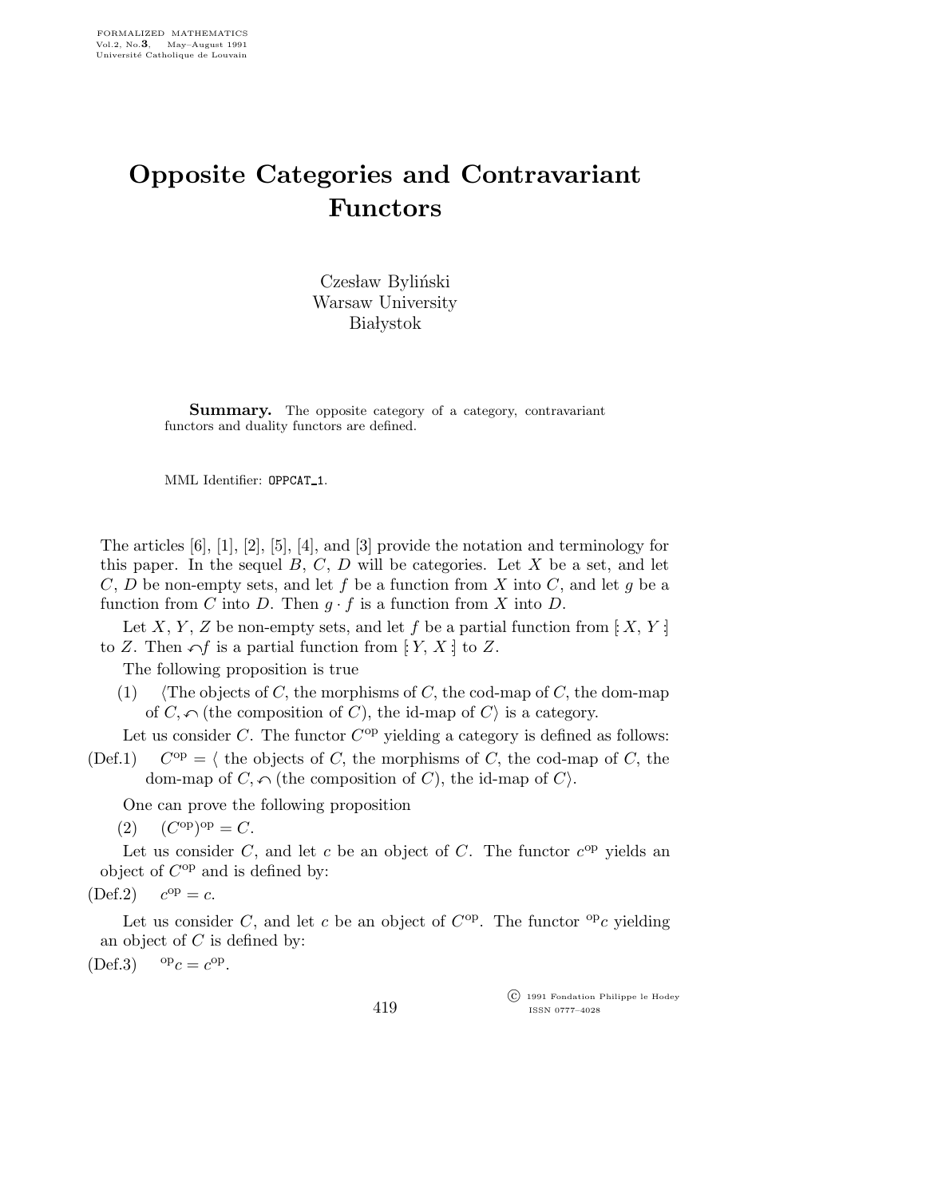# Opposite Categories and Contravariant Functors

Czesław Byliński
Warsaw University
Białystok

**Summary.** The opposite category of a category, contravariant functors and duality functors are defined.

MML Identifier: OPPCAT_1.

The articles [6], [1], [2], [5], [4], and [3] provide the notation and terminology for this paper. In the sequel $B$, $C$, $D$ will be categories. Let $X$ be a set, and let $C$, $D$ be non-empty sets, and let $f$ be a function from $X$ into $C$, and let $g$ be a function from $C$ into $D$. Then $g \cdot f$ is a function from $X$ into $D$.

Let $X$, $Y$, $Z$ be non-empty sets, and let $f$ be a partial function from $[: X, Y :]$ to $Z$. Then $\curvearrowleft f$ is a partial function from $[: Y, X :]$ to $Z$.

The following proposition is true

(1) $\langle$The objects of $C$, the morphisms of $C$, the cod-map of $C$, the dom-map of $C, \curvearrowleft$ (the composition of $C$), the id-map of $C\rangle$ is a category.

Let us consider $C$. The functor $C^{\rm op}$ yielding a category is defined as follows:

(Def.1) $C^{\rm op} = \langle$ the objects of $C$, the morphisms of $C$, the cod-map of $C$, the dom-map of $C, \curvearrowleft$ (the composition of $C$), the id-map of $C\rangle$.

One can prove the following proposition

(2) $(C^{\rm op})^{\rm op} = C$.

Let us consider $C$, and let $c$ be an object of $C$. The functor $c^{\rm op}$ yields an object of $C^{\rm op}$ and is defined by:

(Def.2) $c^{\rm op} = c$.

Let us consider $C$, and let $c$ be an object of $C^{\rm op}$. The functor ${}^{\rm op}c$ yielding an object of $C$ is defined by:

(Def.3) ${}^{\rm op}c = c^{\rm op}$.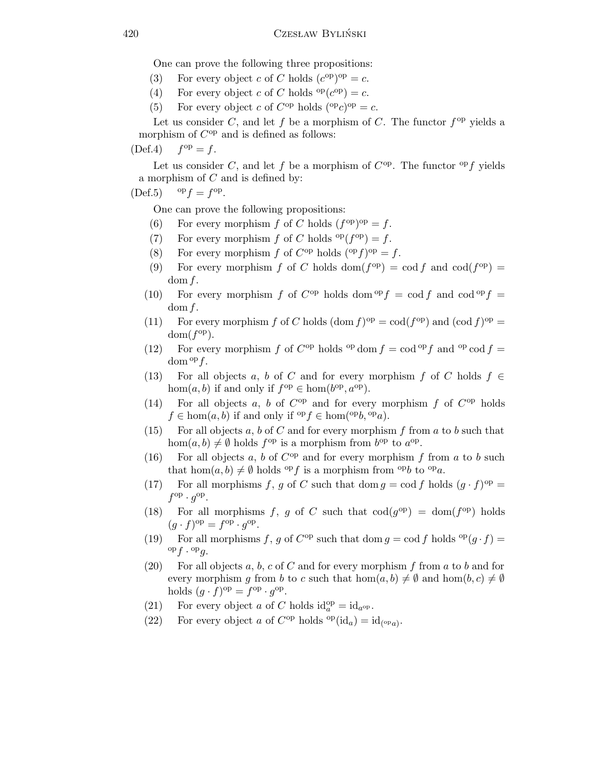One can prove the following three propositions:

(3) For every object $c$ of $C$ holds $(c^{\rm op})^{\rm op} = c$.

(4) For every object $c$ of $C$ holds ${}^{\rm op}(c^{\rm op}) = c$.

(5) For every object $c$ of $C^{\rm op}$ holds $({}^{\rm op}c)^{\rm op} = c$.

Let us consider $C$, and let $f$ be a morphism of $C$. The functor $f^{\rm op}$ yields a morphism of $C^{\rm op}$ and is defined as follows:

(Def.4) $f^{\rm op} = f$.

Let us consider $C$, and let $f$ be a morphism of $C^{\rm op}$. The functor ${}^{\rm op}f$ yields a morphism of $C$ and is defined by:

(Def.5) ${}^{\rm op}f = f^{\rm op}$.

One can prove the following propositions:

(6) For every morphism $f$ of $C$ holds $(f^{\rm op})^{\rm op} = f$.

(7) For every morphism $f$ of $C$ holds ${}^{\rm op}(f^{\rm op}) = f$.

(8) For every morphism $f$ of $C^{\rm op}$ holds $({}^{\rm op}f)^{\rm op} = f$.

(9) For every morphism $f$ of $C$ holds $\operatorname{dom}(f^{\rm op}) = \operatorname{cod} f$ and $\operatorname{cod}(f^{\rm op}) = \operatorname{dom} f$.

(10) For every morphism $f$ of $C^{\rm op}$ holds $\operatorname{dom} {}^{\rm op}f = \operatorname{cod} f$ and $\operatorname{cod} {}^{\rm op}f = \operatorname{dom} f$.

(11) For every morphism $f$ of $C$ holds $(\operatorname{dom} f)^{\rm op} = \operatorname{cod}(f^{\rm op})$ and $(\operatorname{cod} f)^{\rm op} = \operatorname{dom}(f^{\rm op})$.

(12) For every morphism $f$ of $C^{\rm op}$ holds ${}^{\rm op}\operatorname{dom} f = \operatorname{cod} {}^{\rm op}f$ and ${}^{\rm op}\operatorname{cod} f = \operatorname{dom} {}^{\rm op}f$.

(13) For all objects $a$, $b$ of $C$ and for every morphism $f$ of $C$ holds $f \in \hom(a, b)$ if and only if $f^{\rm op} \in \hom(b^{\rm op}, a^{\rm op})$.

(14) For all objects $a$, $b$ of $C^{\rm op}$ and for every morphism $f$ of $C^{\rm op}$ holds $f \in \hom(a, b)$ if and only if ${}^{\rm op}f \in \hom({}^{\rm op}b, {}^{\rm op}a)$.

(15) For all objects $a$, $b$ of $C$ and for every morphism $f$ from $a$ to $b$ such that $\hom(a, b) \neq \emptyset$ holds $f^{\rm op}$ is a morphism from $b^{\rm op}$ to $a^{\rm op}$.

(16) For all objects $a$, $b$ of $C^{\rm op}$ and for every morphism $f$ from $a$ to $b$ such that $\hom(a, b) \neq \emptyset$ holds ${}^{\rm op}f$ is a morphism from ${}^{\rm op}b$ to ${}^{\rm op}a$.

(17) For all morphisms $f$, $g$ of $C$ such that $\operatorname{dom} g = \operatorname{cod} f$ holds $(g \cdot f)^{\rm op} = f^{\rm op} \cdot g^{\rm op}$.

(18) For all morphisms $f$, $g$ of $C$ such that $\operatorname{cod}(g^{\rm op}) = \operatorname{dom}(f^{\rm op})$ holds $(g \cdot f)^{\rm op} = f^{\rm op} \cdot g^{\rm op}$.

(19) For all morphisms $f$, $g$ of $C^{\rm op}$ such that $\operatorname{dom} g = \operatorname{cod} f$ holds ${}^{\rm op}(g \cdot f) = {}^{\rm op}f \cdot {}^{\rm op}g$.

(20) For all objects $a$, $b$, $c$ of $C$ and for every morphism $f$ from $a$ to $b$ and for every morphism $g$ from $b$ to $c$ such that $\hom(a, b) \neq \emptyset$ and $\hom(b, c) \neq \emptyset$ holds $(g \cdot f)^{\rm op} = f^{\rm op} \cdot g^{\rm op}$.

(21) For every object $a$ of $C$ holds $\mathrm{id}_a^{\rm op} = \mathrm{id}_{a^{\rm op}}$.

(22) For every object $a$ of $C^{\rm op}$ holds ${}^{\rm op}(\mathrm{id}_a) = \mathrm{id}_{({}^{\rm op}a)}$.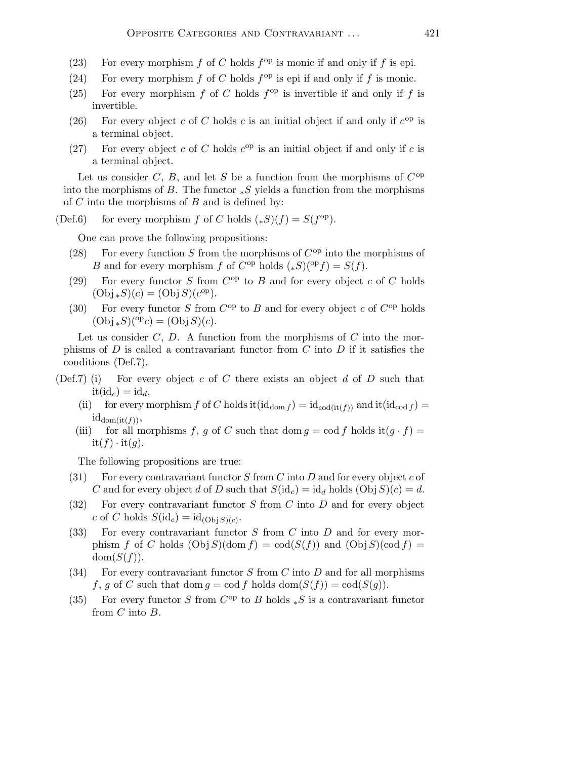(23) For every morphism $f$ of $C$ holds $f^{\rm op}$ is monic if and only if $f$ is epi.

(24) For every morphism $f$ of $C$ holds $f^{\rm op}$ is epi if and only if $f$ is monic.

(25) For every morphism $f$ of $C$ holds $f^{\rm op}$ is invertible if and only if $f$ is invertible.

(26) For every object $c$ of $C$ holds $c$ is an initial object if and only if $c^{\rm op}$ is a terminal object.

(27) For every object $c$ of $C$ holds $c^{\rm op}$ is an initial object if and only if $c$ is a terminal object.

Let us consider $C$, $B$, and let $S$ be a function from the morphisms of $C^{\rm op}$ into the morphisms of $B$. The functor ${}_*S$ yields a function from the morphisms of $C$ into the morphisms of $B$ and is defined by:

(Def.6) for every morphism $f$ of $C$ holds $({}_*S)(f) = S(f^{\rm op})$.

One can prove the following propositions:

(28) For every function $S$ from the morphisms of $C^{\rm op}$ into the morphisms of $B$ and for every morphism $f$ of $C^{\rm op}$ holds $({}_*S)({}^{\rm op}f) = S(f)$.

(29) For every functor $S$ from $C^{\rm op}$ to $B$ and for every object $c$ of $C$ holds $(\mathrm{Obj}\,{}_*S)(c) = (\mathrm{Obj}\,S)(c^{\rm op})$.

(30) For every functor $S$ from $C^{\rm op}$ to $B$ and for every object $c$ of $C^{\rm op}$ holds $(\mathrm{Obj}\,{}_*S)({}^{\rm op}c) = (\mathrm{Obj}\,S)(c)$.

Let us consider $C$, $D$. A function from the morphisms of $C$ into the morphisms of $D$ is called a contravariant functor from $C$ into $D$ if it satisfies the conditions (Def.7).

(Def.7) (i) For every object $c$ of $C$ there exists an object $d$ of $D$ such that $\mathrm{it}(\mathrm{id}_c) = \mathrm{id}_d$,

(ii) for every morphism $f$ of $C$ holds $\mathrm{it}(\mathrm{id}_{\mathrm{dom}\,f}) = \mathrm{id}_{\mathrm{cod}(\mathrm{it}(f))}$ and $\mathrm{it}(\mathrm{id}_{\mathrm{cod}\,f}) = \mathrm{id}_{\mathrm{dom}(\mathrm{it}(f))}$,

(iii) for all morphisms $f$, $g$ of $C$ such that $\mathrm{dom}\,g = \mathrm{cod}\,f$ holds $\mathrm{it}(g \cdot f) = \mathrm{it}(f) \cdot \mathrm{it}(g)$.

The following propositions are true:

(31) For every contravariant functor $S$ from $C$ into $D$ and for every object $c$ of $C$ and for every object $d$ of $D$ such that $S(\mathrm{id}_c) = \mathrm{id}_d$ holds $(\mathrm{Obj}\,S)(c) = d$.

(32) For every contravariant functor $S$ from $C$ into $D$ and for every object $c$ of $C$ holds $S(\mathrm{id}_c) = \mathrm{id}_{(\mathrm{Obj}\,S)(c)}$.

(33) For every contravariant functor $S$ from $C$ into $D$ and for every morphism $f$ of $C$ holds $(\mathrm{Obj}\,S)(\mathrm{dom}\,f) = \mathrm{cod}(S(f))$ and $(\mathrm{Obj}\,S)(\mathrm{cod}\,f) = \mathrm{dom}(S(f))$.

(34) For every contravariant functor $S$ from $C$ into $D$ and for all morphisms $f$, $g$ of $C$ such that $\mathrm{dom}\,g = \mathrm{cod}\,f$ holds $\mathrm{dom}(S(f)) = \mathrm{cod}(S(g))$.

(35) For every functor $S$ from $C^{\rm op}$ to $B$ holds ${}_*S$ is a contravariant functor from $C$ into $B$.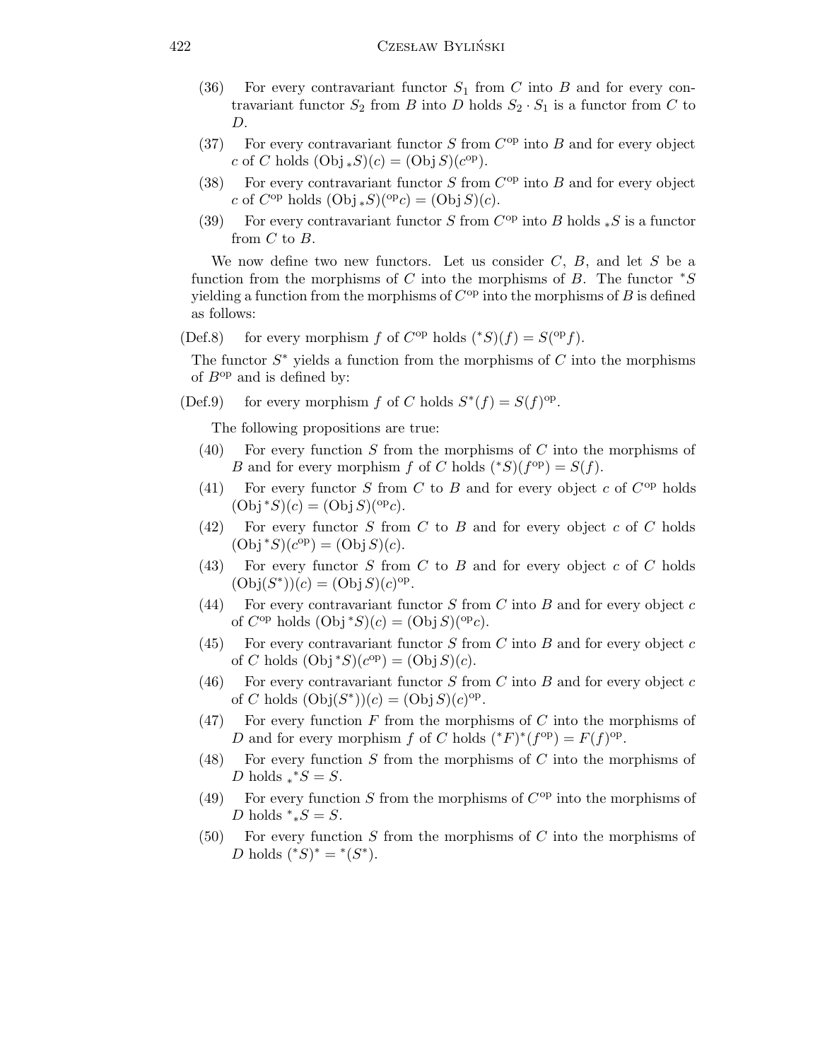(36) For every contravariant functor $S_1$ from $C$ into $B$ and for every contravariant functor $S_2$ from $B$ into $D$ holds $S_2 \cdot S_1$ is a functor from $C$ to $D$.

(37) For every contravariant functor $S$ from $C^{\rm op}$ into $B$ and for every object $c$ of $C$ holds $(\mathrm{Obj}\, {}_*S)(c) = (\mathrm{Obj}\, S)(c^{\rm op})$.

(38) For every contravariant functor $S$ from $C^{\rm op}$ into $B$ and for every object $c$ of $C^{\rm op}$ holds $(\mathrm{Obj}\, {}_*S)({}^{\rm op}c) = (\mathrm{Obj}\, S)(c)$.

(39) For every contravariant functor $S$ from $C^{\rm op}$ into $B$ holds ${}_*S$ is a functor from $C$ to $B$.

We now define two new functors. Let us consider $C$, $B$, and let $S$ be a function from the morphisms of $C$ into the morphisms of $B$. The functor ${}^*S$ yielding a function from the morphisms of $C^{\rm op}$ into the morphisms of $B$ is defined as follows:

(Def.8) for every morphism $f$ of $C^{\rm op}$ holds $({}^*S)(f) = S({}^{\rm op}f)$.

The functor $S^*$ yields a function from the morphisms of $C$ into the morphisms of $B^{\rm op}$ and is defined by:

(Def.9) for every morphism $f$ of $C$ holds $S^*(f) = S(f)^{\rm op}$.

The following propositions are true:

(40) For every function $S$ from the morphisms of $C$ into the morphisms of $B$ and for every morphism $f$ of $C$ holds $({}^*S)(f^{\rm op}) = S(f)$.

(41) For every functor $S$ from $C$ to $B$ and for every object $c$ of $C^{\rm op}$ holds $(\mathrm{Obj}\, {}^*S)(c) = (\mathrm{Obj}\, S)({}^{\rm op}c)$.

(42) For every functor $S$ from $C$ to $B$ and for every object $c$ of $C$ holds $(\mathrm{Obj}\, {}^*S)(c^{\rm op}) = (\mathrm{Obj}\, S)(c)$.

(43) For every functor $S$ from $C$ to $B$ and for every object $c$ of $C$ holds $(\mathrm{Obj}(S^*))(c) = (\mathrm{Obj}\, S)(c)^{\rm op}$.

(44) For every contravariant functor $S$ from $C$ into $B$ and for every object $c$ of $C^{\rm op}$ holds $(\mathrm{Obj}\, {}^*S)(c) = (\mathrm{Obj}\, S)({}^{\rm op}c)$.

(45) For every contravariant functor $S$ from $C$ into $B$ and for every object $c$ of $C$ holds $(\mathrm{Obj}\, {}^*S)(c^{\rm op}) = (\mathrm{Obj}\, S)(c)$.

(46) For every contravariant functor $S$ from $C$ into $B$ and for every object $c$ of $C$ holds $(\mathrm{Obj}(S^*))(c) = (\mathrm{Obj}\, S)(c)^{\rm op}$.

(47) For every function $F$ from the morphisms of $C$ into the morphisms of $D$ and for every morphism $f$ of $C$ holds $({}^*F)^*(f^{\rm op}) = F(f)^{\rm op}$.

(48) For every function $S$ from the morphisms of $C$ into the morphisms of $D$ holds ${}_*{}^*S = S$.

(49) For every function $S$ from the morphisms of $C^{\rm op}$ into the morphisms of $D$ holds ${}^*{}_*S = S$.

(50) For every function $S$ from the morphisms of $C$ into the morphisms of $D$ holds $({}^*S)^* = {}^*(S^*)$.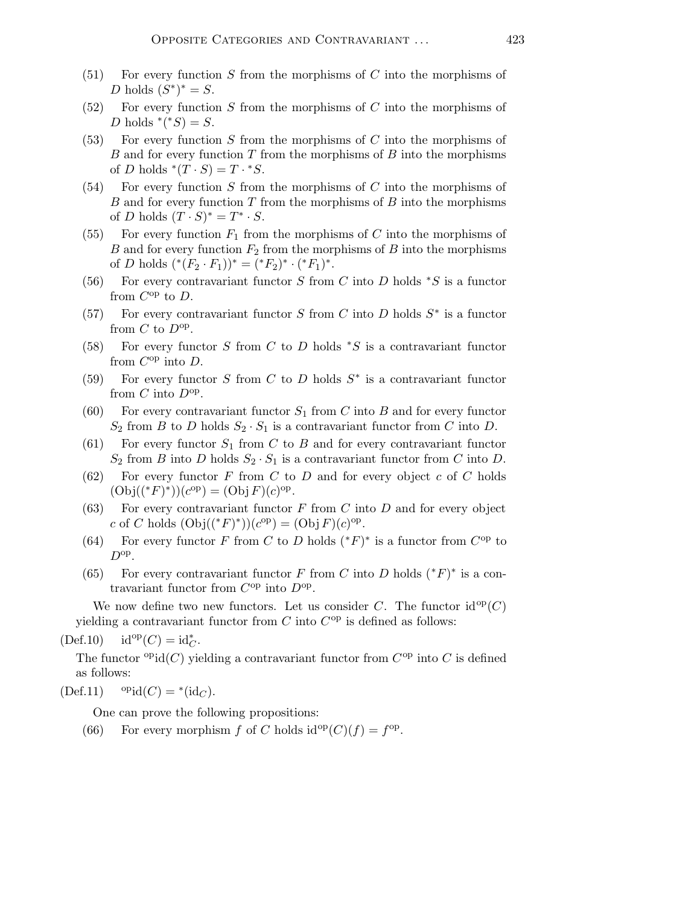(51) For every function $S$ from the morphisms of $C$ into the morphisms of $D$ holds $(S^*)^* = S$.

(52) For every function $S$ from the morphisms of $C$ into the morphisms of $D$ holds ${}^*({}^*S) = S$.

(53) For every function $S$ from the morphisms of $C$ into the morphisms of $B$ and for every function $T$ from the morphisms of $B$ into the morphisms of $D$ holds ${}^*(T \cdot S) = T \cdot {}^*S$.

(54) For every function $S$ from the morphisms of $C$ into the morphisms of $B$ and for every function $T$ from the morphisms of $B$ into the morphisms of $D$ holds $(T \cdot S)^* = T^* \cdot S$.

(55) For every function $F_1$ from the morphisms of $C$ into the morphisms of $B$ and for every function $F_2$ from the morphisms of $B$ into the morphisms of $D$ holds $({}^*(F_2 \cdot F_1))^* = ({}^*F_2)^* \cdot ({}^*F_1)^*$.

(56) For every contravariant functor $S$ from $C$ into $D$ holds ${}^*S$ is a functor from $C^{\rm op}$ to $D$.

(57) For every contravariant functor $S$ from $C$ into $D$ holds $S^*$ is a functor from $C$ to $D^{\rm op}$.

(58) For every functor $S$ from $C$ to $D$ holds ${}^*S$ is a contravariant functor from $C^{\rm op}$ into $D$.

(59) For every functor $S$ from $C$ to $D$ holds $S^*$ is a contravariant functor from $C$ into $D^{\rm op}$.

(60) For every contravariant functor $S_1$ from $C$ into $B$ and for every functor $S_2$ from $B$ to $D$ holds $S_2 \cdot S_1$ is a contravariant functor from $C$ into $D$.

(61) For every functor $S_1$ from $C$ to $B$ and for every contravariant functor $S_2$ from $B$ into $D$ holds $S_2 \cdot S_1$ is a contravariant functor from $C$ into $D$.

(62) For every functor $F$ from $C$ to $D$ and for every object $c$ of $C$ holds $({\rm Obj}(({}^*F)^*))(c^{\rm op}) = ({\rm Obj}\, F)(c)^{\rm op}$.

(63) For every contravariant functor $F$ from $C$ into $D$ and for every object $c$ of $C$ holds $({\rm Obj}(({}^*F)^*))(c^{\rm op}) = ({\rm Obj}\, F)(c)^{\rm op}$.

(64) For every functor $F$ from $C$ to $D$ holds $({}^*F)^*$ is a functor from $C^{\rm op}$ to $D^{\rm op}$.

(65) For every contravariant functor $F$ from $C$ into $D$ holds $({}^*F)^*$ is a contravariant functor from $C^{\rm op}$ into $D^{\rm op}$.

We now define two new functors. Let us consider $C$. The functor ${\rm id}^{\rm op}(C)$ yielding a contravariant functor from $C$ into $C^{\rm op}$ is defined as follows:

(Def.10) ${\rm id}^{\rm op}(C) = {\rm id}_C^*$.

The functor ${}^{\rm op}{\rm id}(C)$ yielding a contravariant functor from $C^{\rm op}$ into $C$ is defined as follows:

(Def.11) ${}^{\rm op}{\rm id}(C) = {}^*({\rm id}_C)$.

One can prove the following propositions:

(66) For every morphism $f$ of $C$ holds ${\rm id}^{\rm op}(C)(f) = f^{\rm op}$.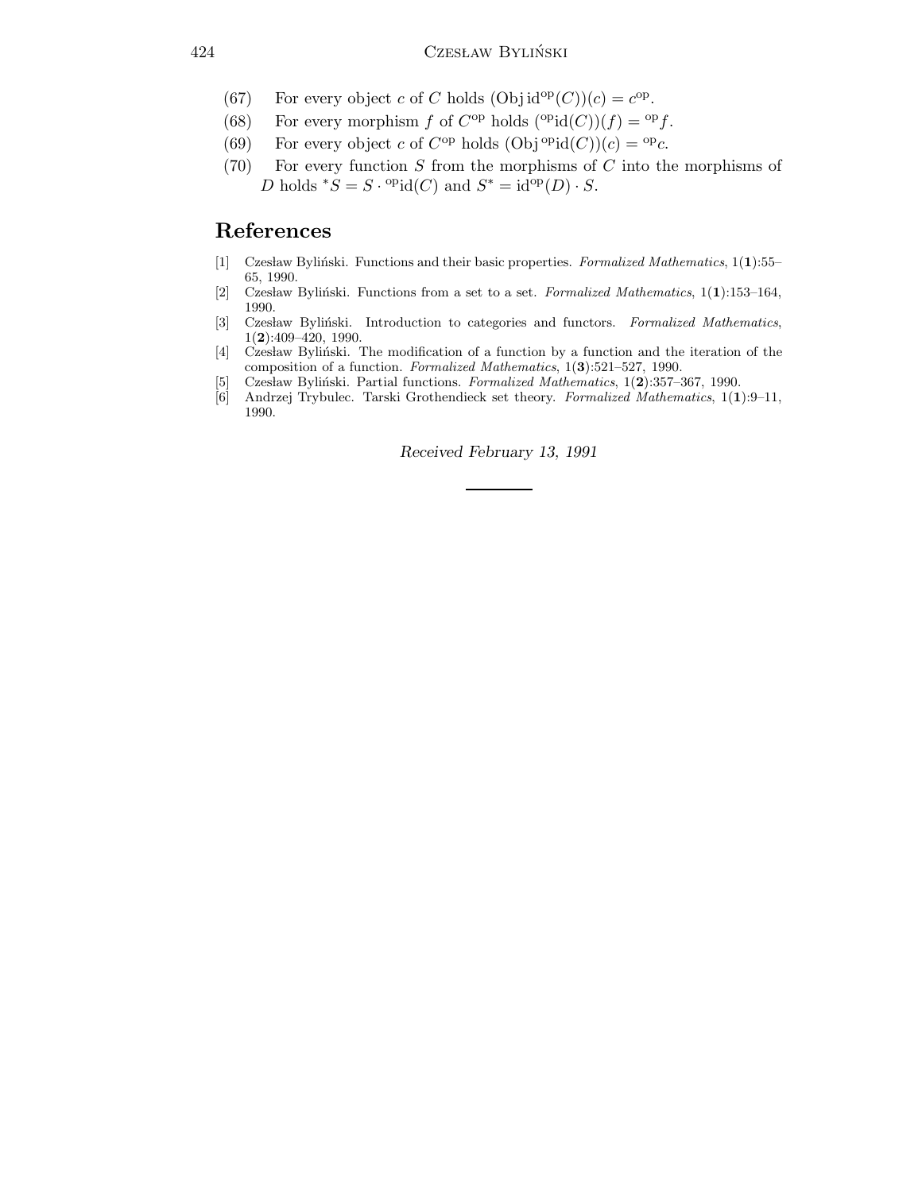(67) For every object $c$ of $C$ holds $(\mathrm{Obj}\,\mathrm{id}^{\mathrm{op}}(C))(c) = c^{\mathrm{op}}$.

(68) For every morphism $f$ of $C^{\mathrm{op}}$ holds $({}^{\mathrm{op}}\mathrm{id}(C))(f) = {}^{\mathrm{op}}f$.

(69) For every object $c$ of $C^{\mathrm{op}}$ holds $(\mathrm{Obj}\,{}^{\mathrm{op}}\mathrm{id}(C))(c) = {}^{\mathrm{op}}c$.

(70) For every function $S$ from the morphisms of $C$ into the morphisms of $D$ holds ${}^{*}S = S \cdot {}^{\mathrm{op}}\mathrm{id}(C)$ and $S^{*} = \mathrm{id}^{\mathrm{op}}(D) \cdot S$.

## References

[1] Czesław Byliński. Functions and their basic properties. *Formalized Mathematics*, 1(**1**):55–65, 1990.

[2] Czesław Byliński. Functions from a set to a set. *Formalized Mathematics*, 1(**1**):153–164, 1990.

[3] Czesław Byliński. Introduction to categories and functors. *Formalized Mathematics*, 1(**2**):409–420, 1990.

[4] Czesław Byliński. The modification of a function by a function and the iteration of the composition of a function. *Formalized Mathematics*, 1(**3**):521–527, 1990.

[5] Czesław Byliński. Partial functions. *Formalized Mathematics*, 1(**2**):357–367, 1990.

[6] Andrzej Trybulec. Tarski Grothendieck set theory. *Formalized Mathematics*, 1(**1**):9–11, 1990.

*Received February 13, 1991*